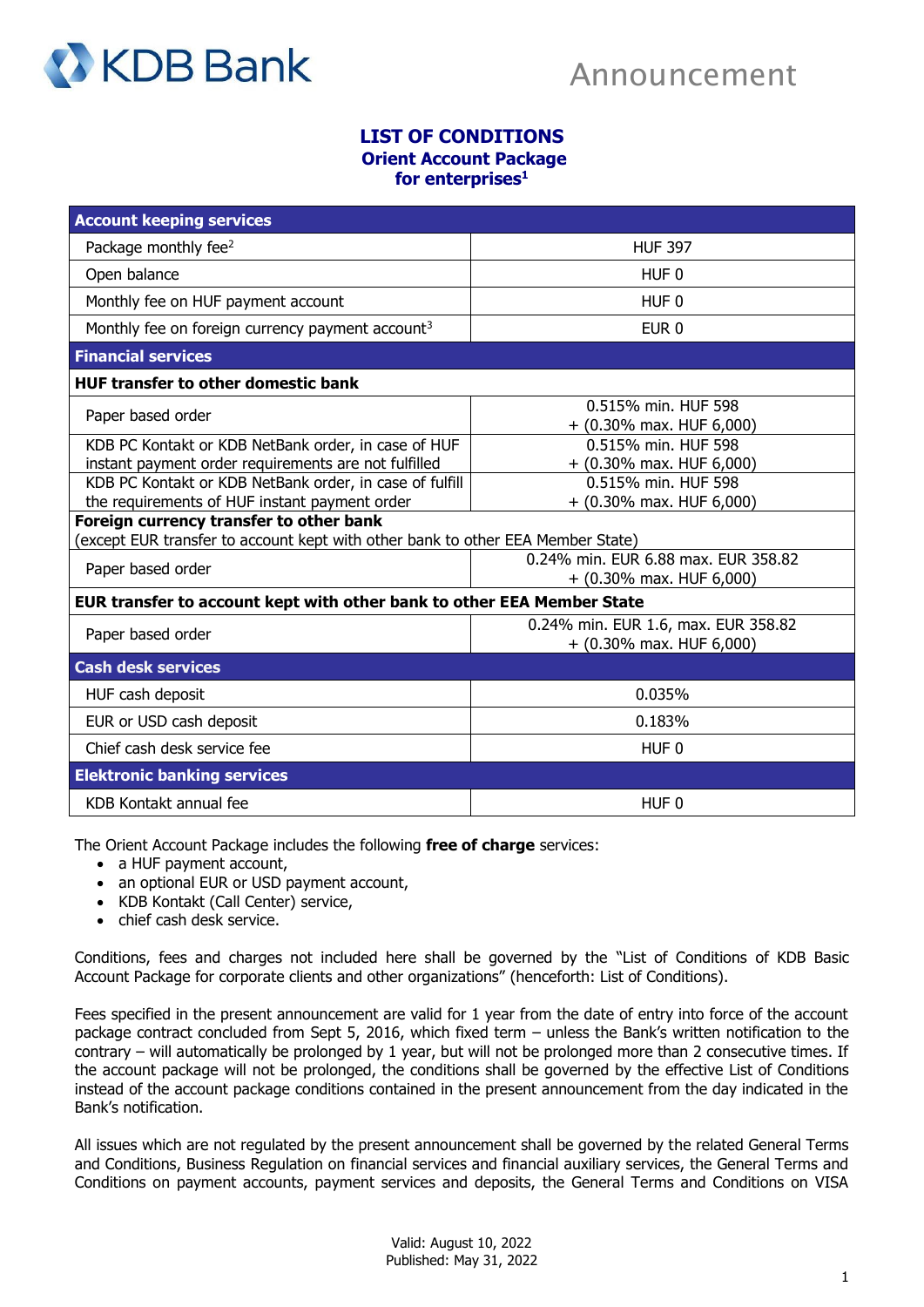KDB Bank

Announcement

# LIST OF CONDITIONS
## Orient Account Package
## for enterprises[1]

| Account keeping services | |
|---|---|
| Package monthly fee[2] | HUF 397 |
| Open balance | HUF 0 |
| Monthly fee on HUF payment account | HUF 0 |
| Monthly fee on foreign currency payment account[3] | EUR 0 |
| **Financial services** | |
| **HUF transfer to other domestic bank** | |
| Paper based order | 0.515% min. HUF 598 + (0.30% max. HUF 6,000) |
| KDB PC Kontakt or KDB NetBank order, in case of HUF instant payment order requirements are not fulfilled | 0.515% min. HUF 598 + (0.30% max. HUF 6,000) |
| KDB PC Kontakt or KDB NetBank order, in case of fulfill the requirements of HUF instant payment order | 0.515% min. HUF 598 + (0.30% max. HUF 6,000) |
| **Foreign currency transfer to other bank** (except EUR transfer to account kept with other bank to other EEA Member State) | |
| Paper based order | 0.24% min. EUR 6.88 max. EUR 358.82 + (0.30% max. HUF 6,000) |
| **EUR transfer to account kept with other bank to other EEA Member State** | |
| Paper based order | 0.24% min. EUR 1.6, max. EUR 358.82 + (0.30% max. HUF 6,000) |
| **Cash desk services** | |
| HUF cash deposit | 0.035% |
| EUR or USD cash deposit | 0.183% |
| Chief cash desk service fee | HUF 0 |
| **Elektronic banking services** | |
| KDB Kontakt annual fee | HUF 0 |

The Orient Account Package includes the following **free of charge** services:

- a HUF payment account,
- an optional EUR or USD payment account,
- KDB Kontakt (Call Center) service,
- chief cash desk service.

Conditions, fees and charges not included here shall be governed by the "List of Conditions of KDB Basic Account Package for corporate clients and other organizations" (henceforth: List of Conditions).

Fees specified in the present announcement are valid for 1 year from the date of entry into force of the account package contract concluded from Sept 5, 2016, which fixed term – unless the Bank's written notification to the contrary – will automatically be prolonged by 1 year, but will not be prolonged more than 2 consecutive times. If the account package will not be prolonged, the conditions shall be governed by the effective List of Conditions instead of the account package conditions contained in the present announcement from the day indicated in the Bank's notification.

All issues which are not regulated by the present announcement shall be governed by the related General Terms and Conditions, Business Regulation on financial services and financial auxiliary services, the General Terms and Conditions on payment accounts, payment services and deposits, the General Terms and Conditions on VISA

Valid: August 10, 2022
Published: May 31, 2022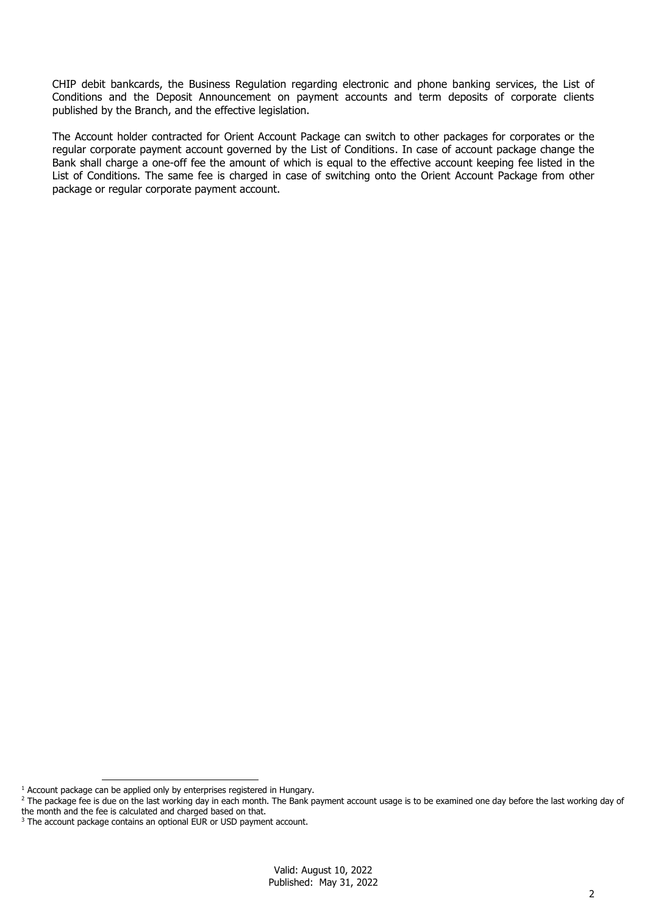CHIP debit bankcards, the Business Regulation regarding electronic and phone banking services, the List of Conditions and the Deposit Announcement on payment accounts and term deposits of corporate clients published by the Branch, and the effective legislation.

The Account holder contracted for Orient Account Package can switch to other packages for corporates or the regular corporate payment account governed by the List of Conditions. In case of account package change the Bank shall charge a one-off fee the amount of which is equal to the effective account keeping fee listed in the List of Conditions. The same fee is charged in case of switching onto the Orient Account Package from other package or regular corporate payment account.

---

[1] Account package can be applied only by enterprises registered in Hungary.

[2] The package fee is due on the last working day in each month. The Bank payment account usage is to be examined one day before the last working day of the month and the fee is calculated and charged based on that.

[3] The account package contains an optional EUR or USD payment account.

Valid: August 10, 2022
Published: May 31, 2022